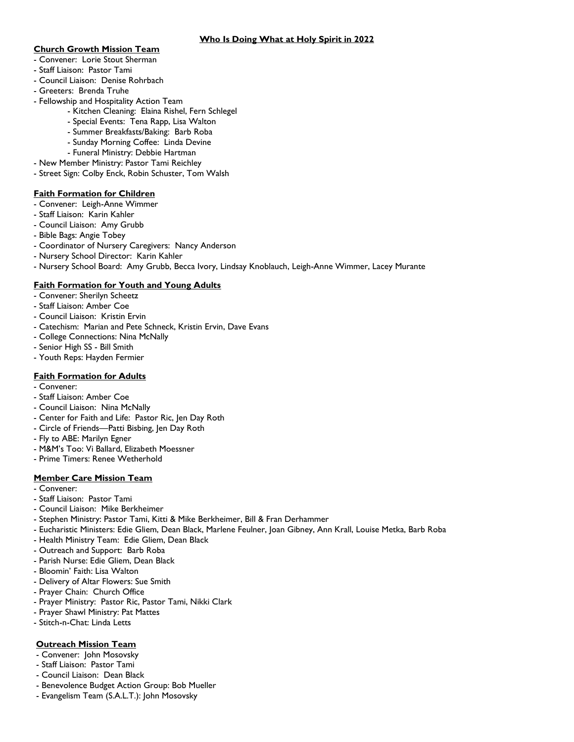**Who Is Doing What at Holy Spirit in 2022**

**Church Growth Mission Team**

- Convener: Lorie Stout Sherman
- Staff Liaison: Pastor Tami
- Council Liaison: Denise Rohrbach
- Greeters: Brenda Truhe
- Fellowship and Hospitality Action Team
    - Kitchen Cleaning: Elaina Rishel, Fern Schlegel
    - Special Events: Tena Rapp, Lisa Walton
    - Summer Breakfasts/Baking: Barb Roba
    - Sunday Morning Coffee: Linda Devine
    - Funeral Ministry: Debbie Hartman
- New Member Ministry: Pastor Tami Reichley
- Street Sign: Colby Enck, Robin Schuster, Tom Walsh

**Faith Formation for Children**

- Convener: Leigh-Anne Wimmer
- Staff Liaison: Karin Kahler
- Council Liaison: Amy Grubb
- Bible Bags: Angie Tobey
- Coordinator of Nursery Caregivers: Nancy Anderson
- Nursery School Director: Karin Kahler
- Nursery School Board: Amy Grubb, Becca Ivory, Lindsay Knoblauch, Leigh-Anne Wimmer, Lacey Murante

**Faith Formation for Youth and Young Adults**

- Convener: Sherilyn Scheetz
- Staff Liaison: Amber Coe
- Council Liaison: Kristin Ervin
- Catechism: Marian and Pete Schneck, Kristin Ervin, Dave Evans
- College Connections: Nina McNally
- Senior High SS - Bill Smith
- Youth Reps: Hayden Fermier

**Faith Formation for Adults**

- Convener:
- Staff Liaison: Amber Coe
- Council Liaison: Nina McNally
- Center for Faith and Life: Pastor Ric, Jen Day Roth
- Circle of Friends—Patti Bisbing, Jen Day Roth
- Fly to ABE: Marilyn Egner
- M&M's Too: Vi Ballard, Elizabeth Moessner
- Prime Timers: Renee Wetherhold

**Member Care Mission Team**

- Convener:
- Staff Liaison: Pastor Tami
- Council Liaison: Mike Berkheimer
- Stephen Ministry: Pastor Tami, Kitti & Mike Berkheimer, Bill & Fran Derhammer
- Eucharistic Ministers: Edie Gliem, Dean Black, Marlene Feulner, Joan Gibney, Ann Krall, Louise Metka, Barb Roba
- Health Ministry Team: Edie Gliem, Dean Black
- Outreach and Support: Barb Roba
- Parish Nurse: Edie Gliem, Dean Black
- Bloomin' Faith: Lisa Walton
- Delivery of Altar Flowers: Sue Smith
- Prayer Chain: Church Office
- Prayer Ministry: Pastor Ric, Pastor Tami, Nikki Clark
- Prayer Shawl Ministry: Pat Mattes
- Stitch-n-Chat: Linda Letts

**Outreach Mission Team**

- Convener: John Mosovsky
- Staff Liaison: Pastor Tami
- Council Liaison: Dean Black
- Benevolence Budget Action Group: Bob Mueller
- Evangelism Team (S.A.L.T.): John Mosovsky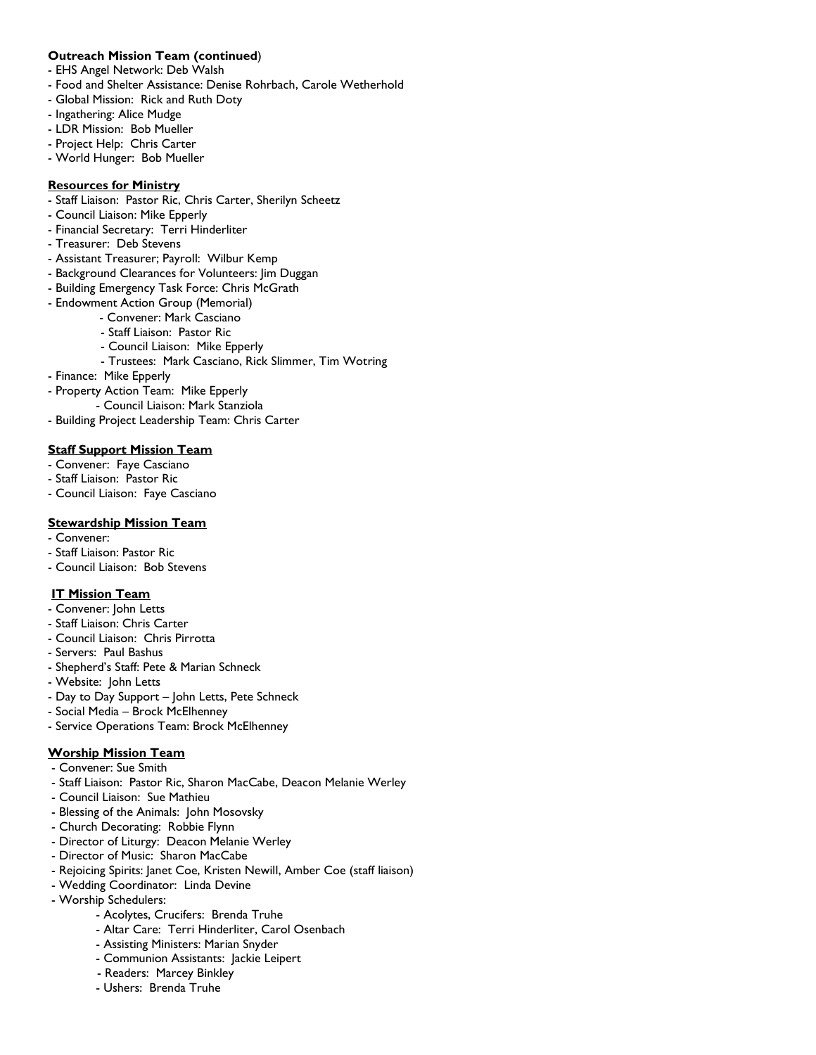**Outreach Mission Team (continued**)

- EHS Angel Network: Deb Walsh
- Food and Shelter Assistance: Denise Rohrbach, Carole Wetherhold
- Global Mission: Rick and Ruth Doty
- Ingathering: Alice Mudge
- LDR Mission: Bob Mueller
- Project Help: Chris Carter
- World Hunger: Bob Mueller

**Resources for Ministry**

- Staff Liaison: Pastor Ric, Chris Carter, Sherilyn Scheetz
- Council Liaison: Mike Epperly
- Financial Secretary: Terri Hinderliter
- Treasurer: Deb Stevens
- Assistant Treasurer; Payroll: Wilbur Kemp
- Background Clearances for Volunteers: Jim Duggan
- Building Emergency Task Force: Chris McGrath
- Endowment Action Group (Memorial)
  - Convener: Mark Casciano
  - Staff Liaison: Pastor Ric
  - Council Liaison: Mike Epperly
  - Trustees: Mark Casciano, Rick Slimmer, Tim Wotring
- Finance: Mike Epperly
- Property Action Team: Mike Epperly
  - Council Liaison: Mark Stanziola
- Building Project Leadership Team: Chris Carter

**Staff Support Mission Team**

- Convener: Faye Casciano
- Staff Liaison: Pastor Ric
- Council Liaison: Faye Casciano

**Stewardship Mission Team**

- Convener:
- Staff Liaison: Pastor Ric
- Council Liaison: Bob Stevens

**IT Mission Team**

- Convener: John Letts
- Staff Liaison: Chris Carter
- Council Liaison: Chris Pirrotta
- Servers: Paul Bashus
- Shepherd's Staff: Pete & Marian Schneck
- Website: John Letts
- Day to Day Support – John Letts, Pete Schneck
- Social Media – Brock McElhenney
- Service Operations Team: Brock McElhenney

**Worship Mission Team**

- Convener: Sue Smith
- Staff Liaison: Pastor Ric, Sharon MacCabe, Deacon Melanie Werley
- Council Liaison: Sue Mathieu
- Blessing of the Animals: John Mosovsky
- Church Decorating: Robbie Flynn
- Director of Liturgy: Deacon Melanie Werley
- Director of Music: Sharon MacCabe
- Rejoicing Spirits: Janet Coe, Kristen Newill, Amber Coe (staff liaison)
- Wedding Coordinator: Linda Devine
- Worship Schedulers:
  - Acolytes, Crucifers: Brenda Truhe
  - Altar Care: Terri Hinderliter, Carol Osenbach
  - Assisting Ministers: Marian Snyder
  - Communion Assistants: Jackie Leipert
  - Readers: Marcey Binkley
  - Ushers: Brenda Truhe